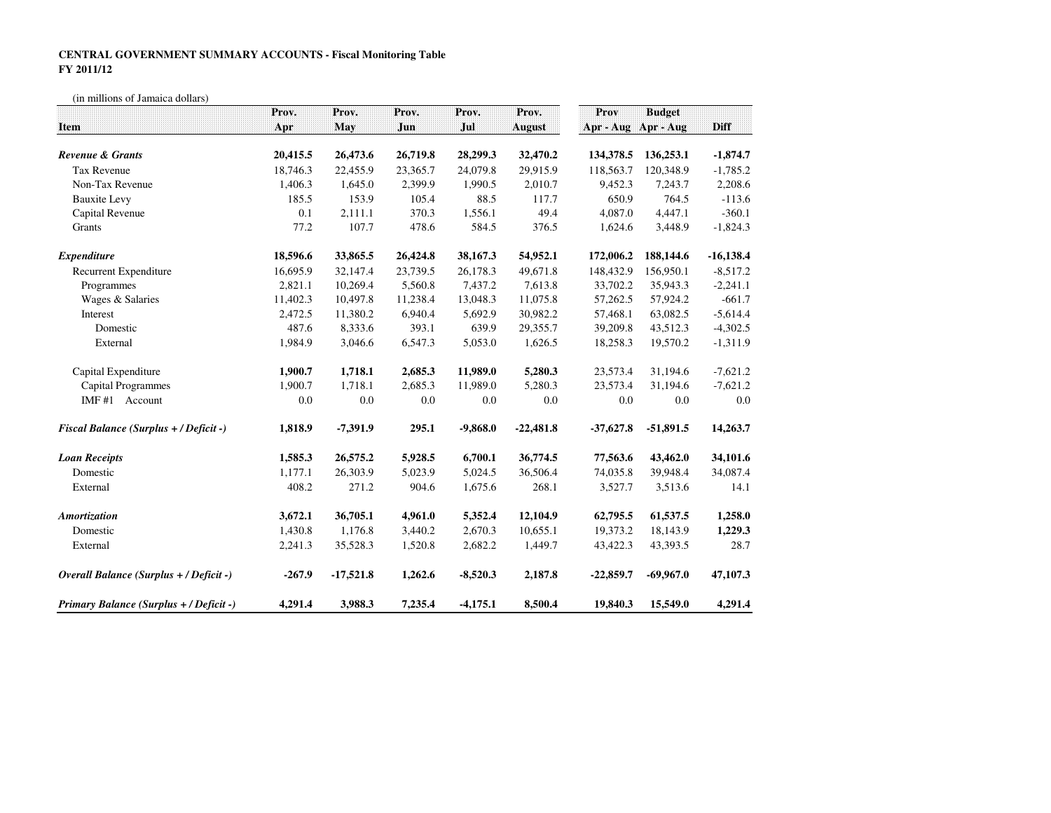**CENTRAL GOVERNMENT SUMMARY ACCOUNTS - Fiscal Monitoring Table**
**FY 2011/12**

(in millions of Jamaica dollars)

| Item | Prov. Apr | Prov. May | Prov. Jun | Prov. Jul | Prov. August | Prov Apr - Aug | Budget Apr - Aug | Diff |
|---|---|---|---|---|---|---|---|---|
| ***Revenue & Grants*** | **20,415.5** | **26,473.6** | **26,719.8** | **28,299.3** | **32,470.2** | **134,378.5** | **136,253.1** | **-1,874.7** |
| Tax Revenue | 18,746.3 | 22,455.9 | 23,365.7 | 24,079.8 | 29,915.9 | 118,563.7 | 120,348.9 | -1,785.2 |
| Non-Tax Revenue | 1,406.3 | 1,645.0 | 2,399.9 | 1,990.5 | 2,010.7 | 9,452.3 | 7,243.7 | 2,208.6 |
| Bauxite Levy | 185.5 | 153.9 | 105.4 | 88.5 | 117.7 | 650.9 | 764.5 | -113.6 |
| Capital Revenue | 0.1 | 2,111.1 | 370.3 | 1,556.1 | 49.4 | 4,087.0 | 4,447.1 | -360.1 |
| Grants | 77.2 | 107.7 | 478.6 | 584.5 | 376.5 | 1,624.6 | 3,448.9 | -1,824.3 |
| ***Expenditure*** | **18,596.6** | **33,865.5** | **26,424.8** | **38,167.3** | **54,952.1** | **172,006.2** | **188,144.6** | **-16,138.4** |
| Recurrent Expenditure | 16,695.9 | 32,147.4 | 23,739.5 | 26,178.3 | 49,671.8 | 148,432.9 | 156,950.1 | -8,517.2 |
| Programmes | 2,821.1 | 10,269.4 | 5,560.8 | 7,437.2 | 7,613.8 | 33,702.2 | 35,943.3 | -2,241.1 |
| Wages & Salaries | 11,402.3 | 10,497.8 | 11,238.4 | 13,048.3 | 11,075.8 | 57,262.5 | 57,924.2 | -661.7 |
| Interest | 2,472.5 | 11,380.2 | 6,940.4 | 5,692.9 | 30,982.2 | 57,468.1 | 63,082.5 | -5,614.4 |
| Domestic | 487.6 | 8,333.6 | 393.1 | 639.9 | 29,355.7 | 39,209.8 | 43,512.3 | -4,302.5 |
| External | 1,984.9 | 3,046.6 | 6,547.3 | 5,053.0 | 1,626.5 | 18,258.3 | 19,570.2 | -1,311.9 |
| Capital Expenditure | **1,900.7** | **1,718.1** | **2,685.3** | **11,989.0** | **5,280.3** | 23,573.4 | 31,194.6 | -7,621.2 |
| Capital Programmes | 1,900.7 | 1,718.1 | 2,685.3 | 11,989.0 | 5,280.3 | 23,573.4 | 31,194.6 | -7,621.2 |
| IMF #1 Account | 0.0 | 0.0 | 0.0 | 0.0 | 0.0 | 0.0 | 0.0 | 0.0 |
| ***Fiscal Balance (Surplus + / Deficit -)*** | **1,818.9** | **-7,391.9** | **295.1** | **-9,868.0** | **-22,481.8** | **-37,627.8** | **-51,891.5** | **14,263.7** |
| ***Loan Receipts*** | **1,585.3** | **26,575.2** | **5,928.5** | **6,700.1** | **36,774.5** | **77,563.6** | **43,462.0** | **34,101.6** |
| Domestic | 1,177.1 | 26,303.9 | 5,023.9 | 5,024.5 | 36,506.4 | 74,035.8 | 39,948.4 | 34,087.4 |
| External | 408.2 | 271.2 | 904.6 | 1,675.6 | 268.1 | 3,527.7 | 3,513.6 | 14.1 |
| ***Amortization*** | **3,672.1** | **36,705.1** | **4,961.0** | **5,352.4** | **12,104.9** | **62,795.5** | **61,537.5** | **1,258.0** |
| Domestic | 1,430.8 | 1,176.8 | 3,440.2 | 2,670.3 | 10,655.1 | 19,373.2 | 18,143.9 | **1,229.3** |
| External | 2,241.3 | 35,528.3 | 1,520.8 | 2,682.2 | 1,449.7 | 43,422.3 | 43,393.5 | 28.7 |
| ***Overall Balance (Surplus + / Deficit -)*** | **-267.9** | **-17,521.8** | **1,262.6** | **-8,520.3** | **2,187.8** | **-22,859.7** | **-69,967.0** | **47,107.3** |
| ***Primary Balance (Surplus + / Deficit -)*** | **4,291.4** | **3,988.3** | **7,235.4** | **-4,175.1** | **8,500.4** | **19,840.3** | **15,549.0** | **4,291.4** |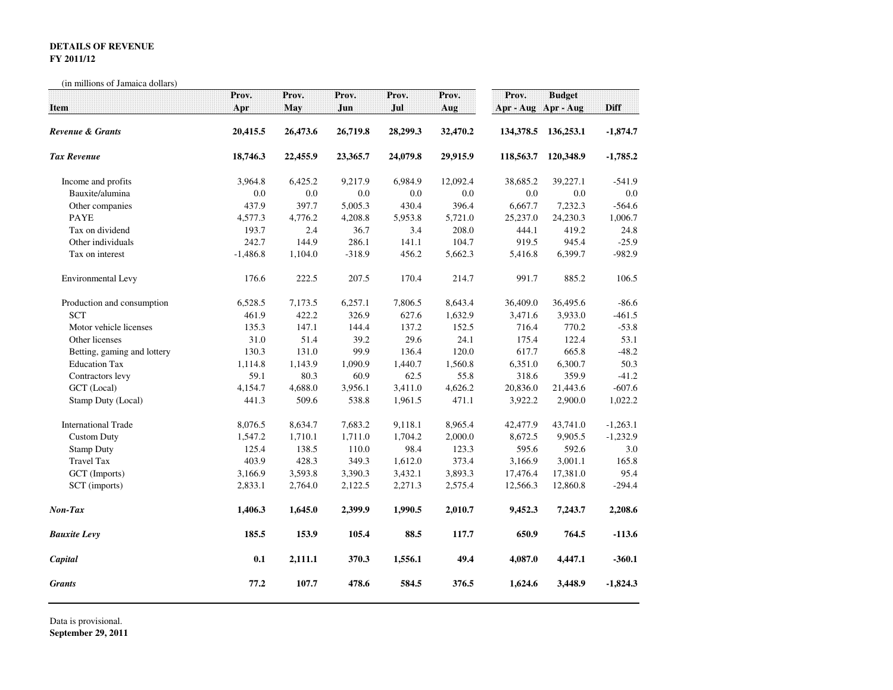**DETAILS OF REVENUE**
**FY 2011/12**

(in millions of Jamaica dollars)

| Item | Prov. Apr | Prov. May | Prov. Jun | Prov. Jul | Prov. Aug | Prov. Apr - Aug | Budget Apr - Aug | Diff |
|---|---|---|---|---|---|---|---|---|
| ***Revenue & Grants*** | **20,415.5** | **26,473.6** | **26,719.8** | **28,299.3** | **32,470.2** | **134,378.5** | **136,253.1** | **-1,874.7** |
| ***Tax Revenue*** | **18,746.3** | **22,455.9** | **23,365.7** | **24,079.8** | **29,915.9** | **118,563.7** | **120,348.9** | **-1,785.2** |
| Income and profits | 3,964.8 | 6,425.2 | 9,217.9 | 6,984.9 | 12,092.4 | 38,685.2 | 39,227.1 | -541.9 |
| Bauxite/alumina | 0.0 | 0.0 | 0.0 | 0.0 | 0.0 | 0.0 | 0.0 | 0.0 |
| Other companies | 437.9 | 397.7 | 5,005.3 | 430.4 | 396.4 | 6,667.7 | 7,232.3 | -564.6 |
| PAYE | 4,577.3 | 4,776.2 | 4,208.8 | 5,953.8 | 5,721.0 | 25,237.0 | 24,230.3 | 1,006.7 |
| Tax on dividend | 193.7 | 2.4 | 36.7 | 3.4 | 208.0 | 444.1 | 419.2 | 24.8 |
| Other individuals | 242.7 | 144.9 | 286.1 | 141.1 | 104.7 | 919.5 | 945.4 | -25.9 |
| Tax on interest | -1,486.8 | 1,104.0 | -318.9 | 456.2 | 5,662.3 | 5,416.8 | 6,399.7 | -982.9 |
| Environmental Levy | 176.6 | 222.5 | 207.5 | 170.4 | 214.7 | 991.7 | 885.2 | 106.5 |
| Production and consumption | 6,528.5 | 7,173.5 | 6,257.1 | 7,806.5 | 8,643.4 | 36,409.0 | 36,495.6 | -86.6 |
| SCT | 461.9 | 422.2 | 326.9 | 627.6 | 1,632.9 | 3,471.6 | 3,933.0 | -461.5 |
| Motor vehicle licenses | 135.3 | 147.1 | 144.4 | 137.2 | 152.5 | 716.4 | 770.2 | -53.8 |
| Other licenses | 31.0 | 51.4 | 39.2 | 29.6 | 24.1 | 175.4 | 122.4 | 53.1 |
| Betting, gaming and lottery | 130.3 | 131.0 | 99.9 | 136.4 | 120.0 | 617.7 | 665.8 | -48.2 |
| Education Tax | 1,114.8 | 1,143.9 | 1,090.9 | 1,440.7 | 1,560.8 | 6,351.0 | 6,300.7 | 50.3 |
| Contractors levy | 59.1 | 80.3 | 60.9 | 62.5 | 55.8 | 318.6 | 359.9 | -41.2 |
| GCT (Local) | 4,154.7 | 4,688.0 | 3,956.1 | 3,411.0 | 4,626.2 | 20,836.0 | 21,443.6 | -607.6 |
| Stamp Duty (Local) | 441.3 | 509.6 | 538.8 | 1,961.5 | 471.1 | 3,922.2 | 2,900.0 | 1,022.2 |
| International Trade | 8,076.5 | 8,634.7 | 7,683.2 | 9,118.1 | 8,965.4 | 42,477.9 | 43,741.0 | -1,263.1 |
| Custom Duty | 1,547.2 | 1,710.1 | 1,711.0 | 1,704.2 | 2,000.0 | 8,672.5 | 9,905.5 | -1,232.9 |
| Stamp Duty | 125.4 | 138.5 | 110.0 | 98.4 | 123.3 | 595.6 | 592.6 | 3.0 |
| Travel Tax | 403.9 | 428.3 | 349.3 | 1,612.0 | 373.4 | 3,166.9 | 3,001.1 | 165.8 |
| GCT (Imports) | 3,166.9 | 3,593.8 | 3,390.3 | 3,432.1 | 3,893.3 | 17,476.4 | 17,381.0 | 95.4 |
| SCT (imports) | 2,833.1 | 2,764.0 | 2,122.5 | 2,271.3 | 2,575.4 | 12,566.3 | 12,860.8 | -294.4 |
| ***Non-Tax*** | **1,406.3** | **1,645.0** | **2,399.9** | **1,990.5** | **2,010.7** | **9,452.3** | **7,243.7** | **2,208.6** |
| ***Bauxite Levy*** | **185.5** | **153.9** | **105.4** | **88.5** | **117.7** | **650.9** | **764.5** | **-113.6** |
| ***Capital*** | **0.1** | **2,111.1** | **370.3** | **1,556.1** | **49.4** | **4,087.0** | **4,447.1** | **-360.1** |
| ***Grants*** | **77.2** | **107.7** | **478.6** | **584.5** | **376.5** | **1,624.6** | **3,448.9** | **-1,824.3** |

Data is provisional.
**September 29, 2011**